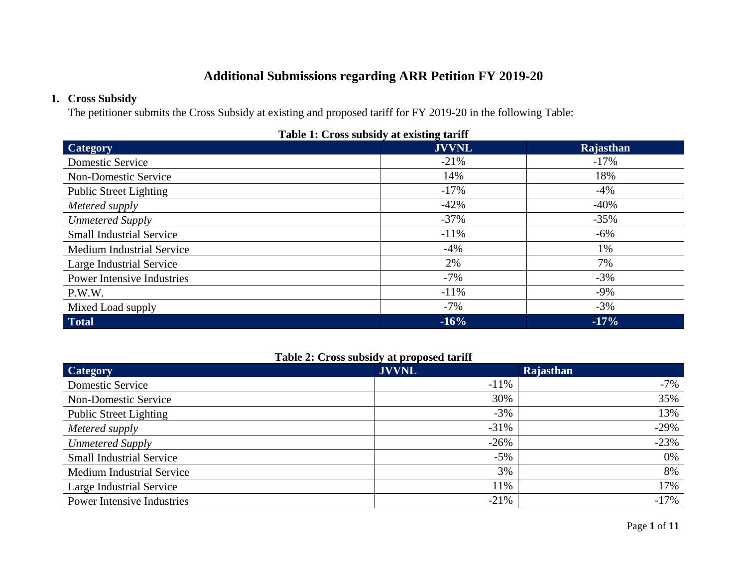# Additional Submissions regarding ARR Petition FY 2019-20

**1. Cross Subsidy**

The petitioner submits the Cross Subsidy at existing and proposed tariff for FY 2019-20 in the following Table:

**Table 1: Cross subsidy at existing tariff**

| Category | JVVNL | Rajasthan |
|---|---|---|
| Domestic Service | -21% | -17% |
| Non-Domestic Service | 14% | 18% |
| Public Street Lighting | -17% | -4% |
| *Metered supply* | -42% | -40% |
| *Unmetered Supply* | -37% | -35% |
| Small Industrial Service | -11% | -6% |
| Medium Industrial Service | -4% | 1% |
| Large Industrial Service | 2% | 7% |
| Power Intensive Industries | -7% | -3% |
| P.W.W. | -11% | -9% |
| Mixed Load supply | -7% | -3% |
| **Total** | **-16%** | **-17%** |

**Table 2: Cross subsidy at proposed tariff**

| Category | JVVNL | Rajasthan |
|---|---|---|
| Domestic Service | -11% | -7% |
| Non-Domestic Service | 30% | 35% |
| Public Street Lighting | -3% | 13% |
| *Metered supply* | -31% | -29% |
| *Unmetered Supply* | -26% | -23% |
| Small Industrial Service | -5% | 0% |
| Medium Industrial Service | 3% | 8% |
| Large Industrial Service | 11% | 17% |
| Power Intensive Industries | -21% | -17% |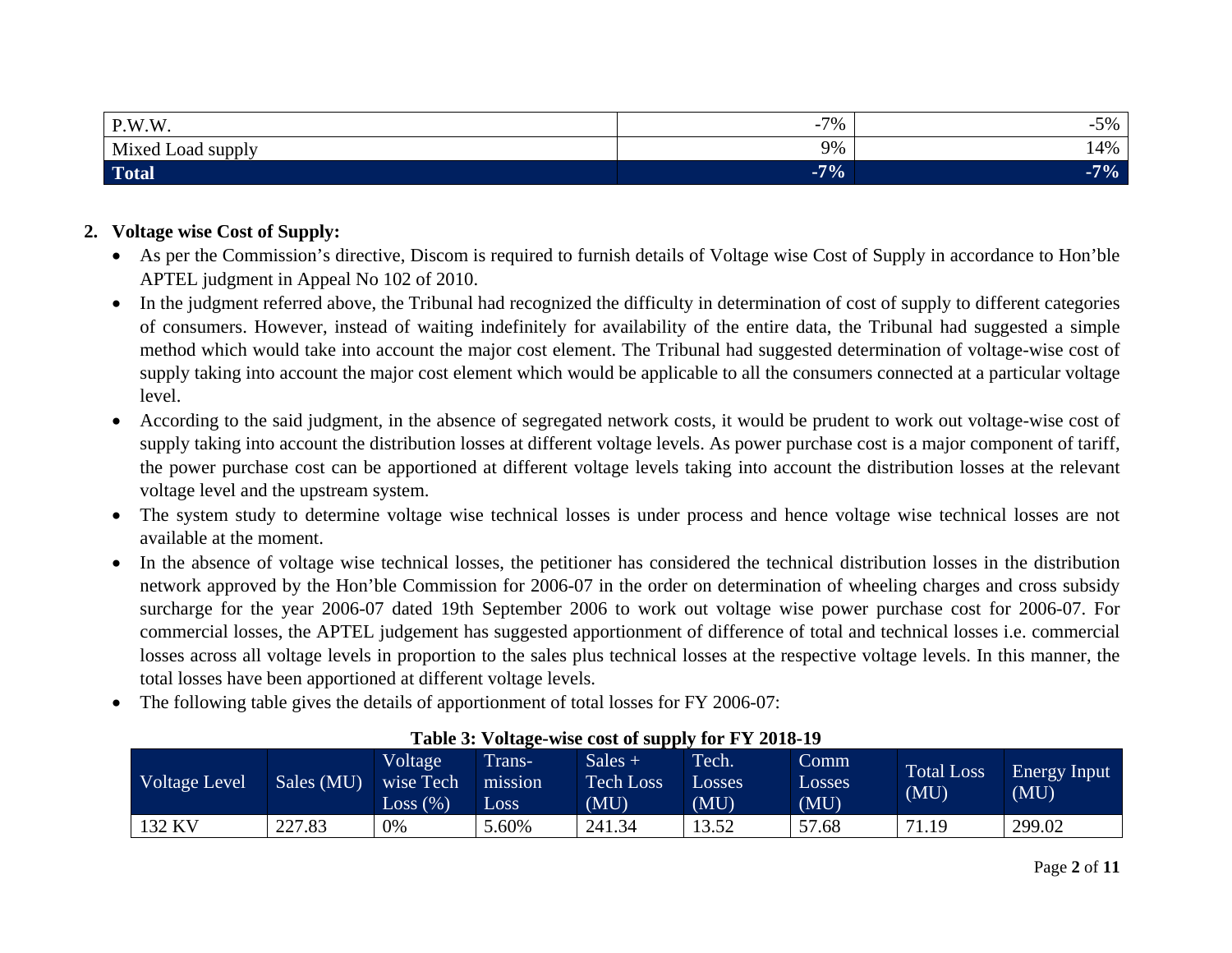| P.W.W. | -7% | -5% |
|---|---|---|
| Mixed Load supply | 9% | 14% |
| **Total** | **-7%** | **-7%** |

2. **Voltage wise Cost of Supply:**
   - As per the Commission's directive, Discom is required to furnish details of Voltage wise Cost of Supply in accordance to Hon'ble APTEL judgment in Appeal No 102 of 2010.
   - In the judgment referred above, the Tribunal had recognized the difficulty in determination of cost of supply to different categories of consumers. However, instead of waiting indefinitely for availability of the entire data, the Tribunal had suggested a simple method which would take into account the major cost element. The Tribunal had suggested determination of voltage-wise cost of supply taking into account the major cost element which would be applicable to all the consumers connected at a particular voltage level.
   - According to the said judgment, in the absence of segregated network costs, it would be prudent to work out voltage-wise cost of supply taking into account the distribution losses at different voltage levels. As power purchase cost is a major component of tariff, the power purchase cost can be apportioned at different voltage levels taking into account the distribution losses at the relevant voltage level and the upstream system.
   - The system study to determine voltage wise technical losses is under process and hence voltage wise technical losses are not available at the moment.
   - In the absence of voltage wise technical losses, the petitioner has considered the technical distribution losses in the distribution network approved by the Hon'ble Commission for 2006-07 in the order on determination of wheeling charges and cross subsidy surcharge for the year 2006-07 dated 19th September 2006 to work out voltage wise power purchase cost for 2006-07. For commercial losses, the APTEL judgement has suggested apportionment of difference of total and technical losses i.e. commercial losses across all voltage levels in proportion to the sales plus technical losses at the respective voltage levels. In this manner, the total losses have been apportioned at different voltage levels.
   - The following table gives the details of apportionment of total losses for FY 2006-07:

**Table 3: Voltage-wise cost of supply for FY 2018-19**

| Voltage Level | Sales (MU) | Voltage wise Tech Loss (%) | Trans-mission Loss | Sales + Tech Loss (MU) | Tech. Losses (MU) | Comm Losses (MU) | Total Loss (MU) | Energy Input (MU) |
|---|---|---|---|---|---|---|---|---|
| 132 KV | 227.83 | 0% | 5.60% | 241.34 | 13.52 | 57.68 | 71.19 | 299.02 |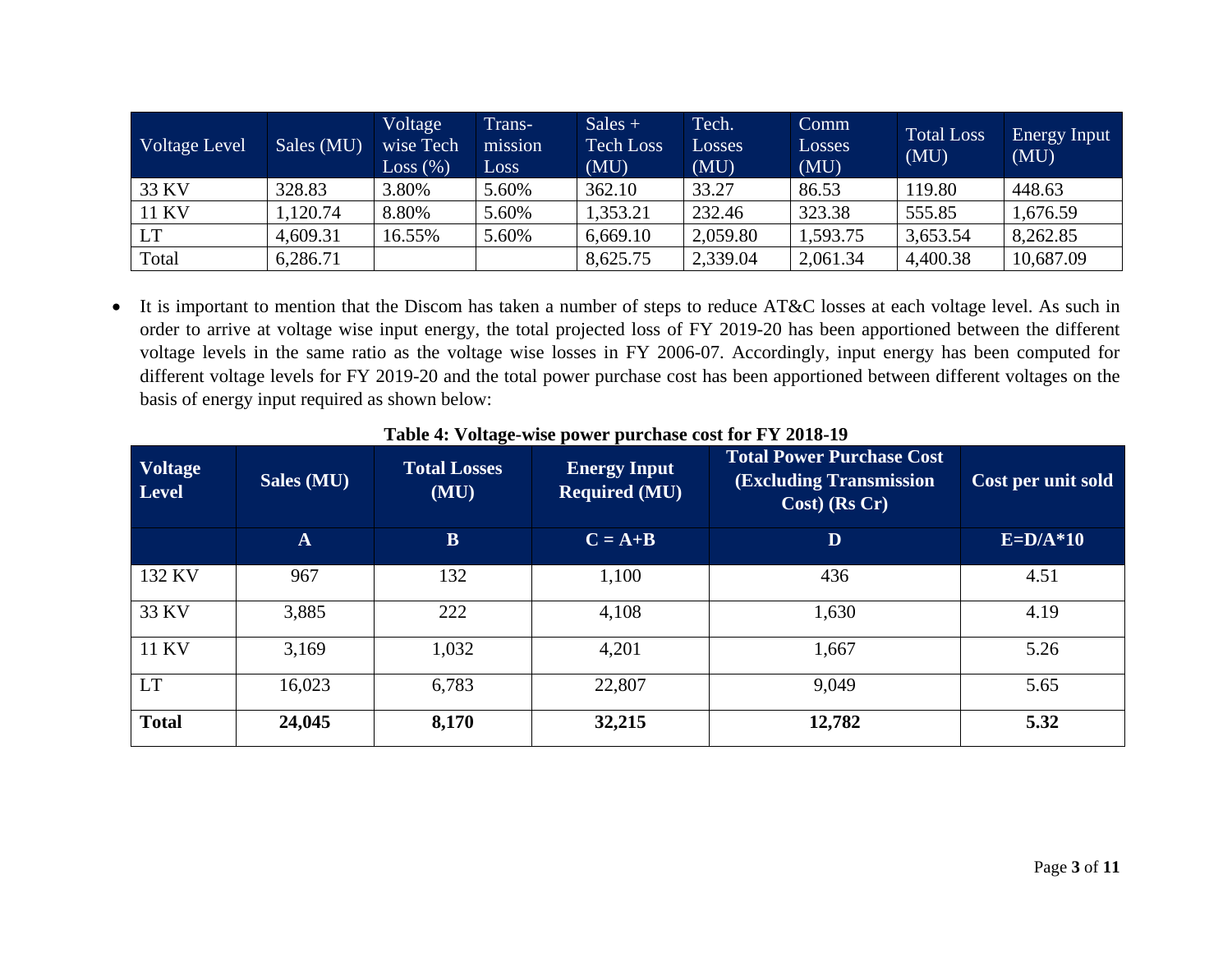| Voltage Level | Sales (MU) | Voltage wise Tech Loss (%) | Trans-mission Loss | Sales + Tech Loss (MU) | Tech. Losses (MU) | Comm Losses (MU) | Total Loss (MU) | Energy Input (MU) |
|---|---|---|---|---|---|---|---|---|
| 33 KV | 328.83 | 3.80% | 5.60% | 362.10 | 33.27 | 86.53 | 119.80 | 448.63 |
| 11 KV | 1,120.74 | 8.80% | 5.60% | 1,353.21 | 232.46 | 323.38 | 555.85 | 1,676.59 |
| LT | 4,609.31 | 16.55% | 5.60% | 6,669.10 | 2,059.80 | 1,593.75 | 3,653.54 | 8,262.85 |
| Total | 6,286.71 | | | 8,625.75 | 2,339.04 | 2,061.34 | 4,400.38 | 10,687.09 |

- It is important to mention that the Discom has taken a number of steps to reduce AT&C losses at each voltage level. As such in order to arrive at voltage wise input energy, the total projected loss of FY 2019-20 has been apportioned between the different voltage levels in the same ratio as the voltage wise losses in FY 2006-07. Accordingly, input energy has been computed for different voltage levels for FY 2019-20 and the total power purchase cost has been apportioned between different voltages on the basis of energy input required as shown below:

**Table 4: Voltage-wise power purchase cost for FY 2018-19**

| Voltage Level | Sales (MU) | Total Losses (MU) | Energy Input Required (MU) | Total Power Purchase Cost (Excluding Transmission Cost) (Rs Cr) | Cost per unit sold |
|---|---|---|---|---|---|
| | A | B | C = A+B | D | E=D/A*10 |
| 132 KV | 967 | 132 | 1,100 | 436 | 4.51 |
| 33 KV | 3,885 | 222 | 4,108 | 1,630 | 4.19 |
| 11 KV | 3,169 | 1,032 | 4,201 | 1,667 | 5.26 |
| LT | 16,023 | 6,783 | 22,807 | 9,049 | 5.65 |
| **Total** | **24,045** | **8,170** | **32,215** | **12,782** | **5.32** |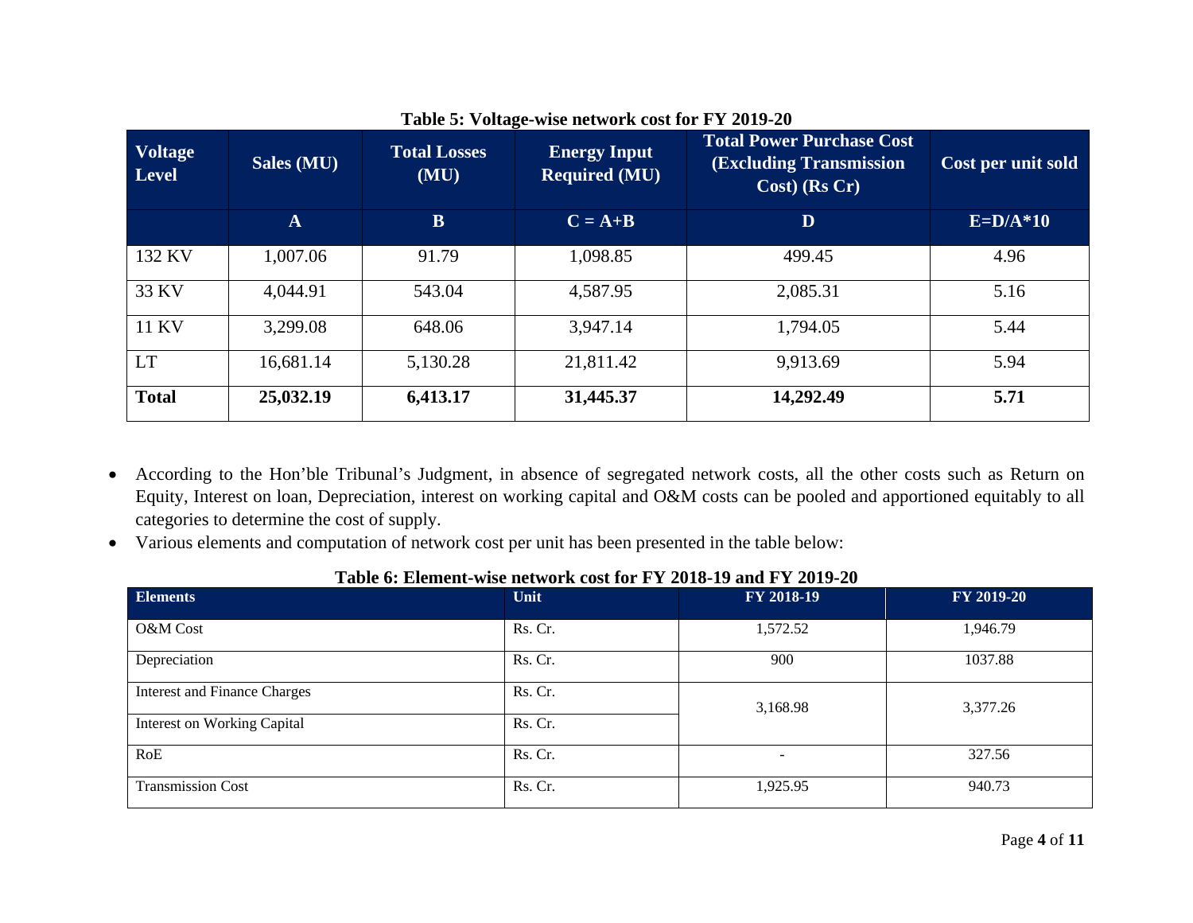**Table 5: Voltage-wise network cost for FY 2019-20**

| Voltage Level | Sales (MU) | Total Losses (MU) | Energy Input Required (MU) | Total Power Purchase Cost (Excluding Transmission Cost) (Rs Cr) | Cost per unit sold |
|---|---|---|---|---|---|
| | A | B | C = A+B | D | E=D/A*10 |
| 132 KV | 1,007.06 | 91.79 | 1,098.85 | 499.45 | 4.96 |
| 33 KV | 4,044.91 | 543.04 | 4,587.95 | 2,085.31 | 5.16 |
| 11 KV | 3,299.08 | 648.06 | 3,947.14 | 1,794.05 | 5.44 |
| LT | 16,681.14 | 5,130.28 | 21,811.42 | 9,913.69 | 5.94 |
| **Total** | **25,032.19** | **6,413.17** | **31,445.37** | **14,292.49** | **5.71** |

- According to the Hon'ble Tribunal's Judgment, in absence of segregated network costs, all the other costs such as Return on Equity, Interest on loan, Depreciation, interest on working capital and O&M costs can be pooled and apportioned equitably to all categories to determine the cost of supply.
- Various elements and computation of network cost per unit has been presented in the table below:

**Table 6: Element-wise network cost for FY 2018-19 and FY 2019-20**

| Elements | Unit | FY 2018-19 | FY 2019-20 |
|---|---|---|---|
| O&M Cost | Rs. Cr. | 1,572.52 | 1,946.79 |
| Depreciation | Rs. Cr. | 900 | 1037.88 |
| Interest and Finance Charges | Rs. Cr. | 3,168.98 | 3,377.26 |
| Interest on Working Capital | Rs. Cr. | | |
| RoE | Rs. Cr. | - | 327.56 |
| Transmission Cost | Rs. Cr. | 1,925.95 | 940.73 |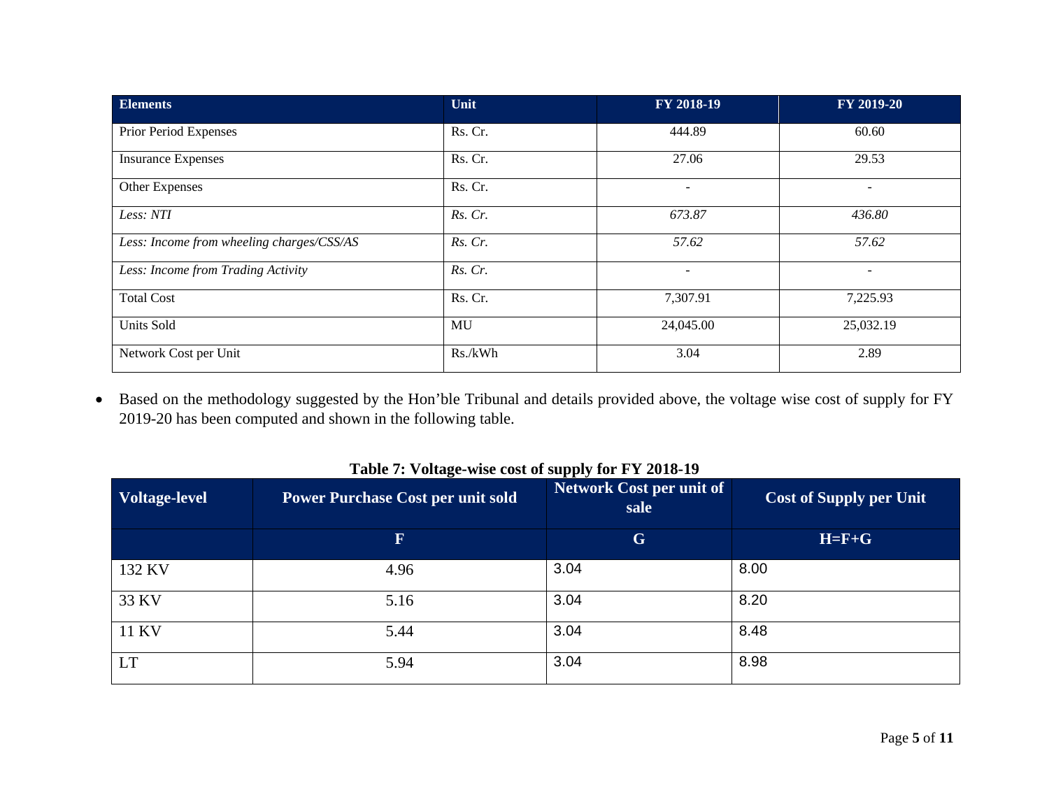| Elements | Unit | FY 2018-19 | FY 2019-20 |
|---|---|---|---|
| Prior Period Expenses | Rs. Cr. | 444.89 | 60.60 |
| Insurance Expenses | Rs. Cr. | 27.06 | 29.53 |
| Other Expenses | Rs. Cr. | - | - |
| *Less: NTI* | *Rs. Cr.* | *673.87* | *436.80* |
| *Less: Income from wheeling charges/CSS/AS* | *Rs. Cr.* | *57.62* | *57.62* |
| *Less: Income from Trading Activity* | *Rs. Cr.* | - | - |
| Total Cost | Rs. Cr. | 7,307.91 | 7,225.93 |
| Units Sold | MU | 24,045.00 | 25,032.19 |
| Network Cost per Unit | Rs./kWh | 3.04 | 2.89 |

- Based on the methodology suggested by the Hon'ble Tribunal and details provided above, the voltage wise cost of supply for FY 2019-20 has been computed and shown in the following table.

**Table 7: Voltage-wise cost of supply for FY 2018-19**

| Voltage-level | Power Purchase Cost per unit sold | Network Cost per unit of sale | Cost of Supply per Unit |
|---|---|---|---|
| | F | G | H=F+G |
| 132 KV | 4.96 | 3.04 | 8.00 |
| 33 KV | 5.16 | 3.04 | 8.20 |
| 11 KV | 5.44 | 3.04 | 8.48 |
| LT | 5.94 | 3.04 | 8.98 |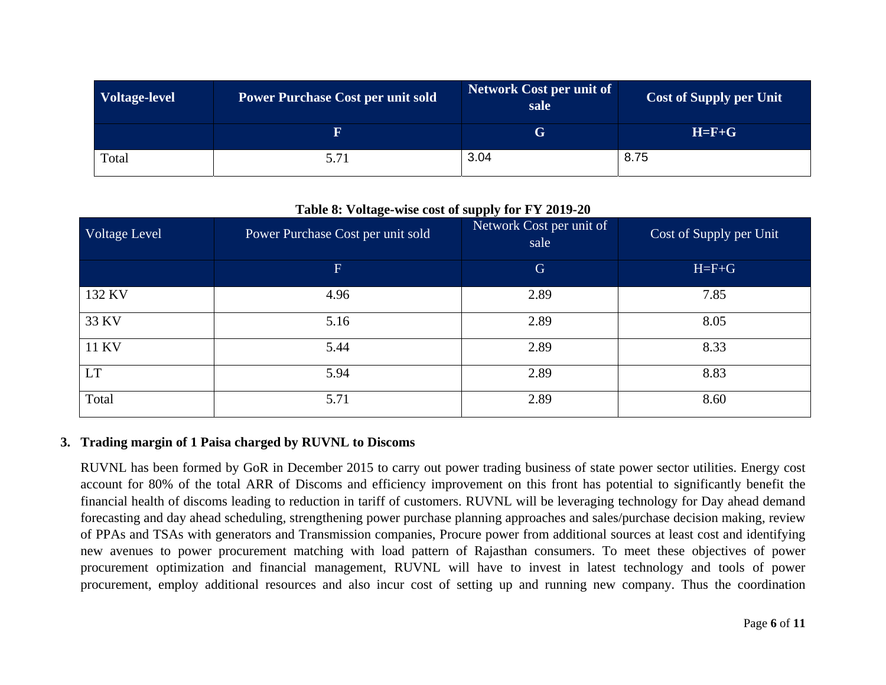| Voltage-level | Power Purchase Cost per unit sold | Network Cost per unit of sale | Cost of Supply per Unit |
|---|---|---|---|
| | F | G | H=F+G |
| Total | 5.71 | 3.04 | 8.75 |

**Table 8: Voltage-wise cost of supply for FY 2019-20**

| Voltage Level | Power Purchase Cost per unit sold | Network Cost per unit of sale | Cost of Supply per Unit |
|---|---|---|---|
| | F | G | H=F+G |
| 132 KV | 4.96 | 2.89 | 7.85 |
| 33 KV | 5.16 | 2.89 | 8.05 |
| 11 KV | 5.44 | 2.89 | 8.33 |
| LT | 5.94 | 2.89 | 8.83 |
| Total | 5.71 | 2.89 | 8.60 |

### 3. Trading margin of 1 Paisa charged by RUVNL to Discoms

RUVNL has been formed by GoR in December 2015 to carry out power trading business of state power sector utilities. Energy cost account for 80% of the total ARR of Discoms and efficiency improvement on this front has potential to significantly benefit the financial health of discoms leading to reduction in tariff of customers. RUVNL will be leveraging technology for Day ahead demand forecasting and day ahead scheduling, strengthening power purchase planning approaches and sales/purchase decision making, review of PPAs and TSAs with generators and Transmission companies, Procure power from additional sources at least cost and identifying new avenues to power procurement matching with load pattern of Rajasthan consumers. To meet these objectives of power procurement optimization and financial management, RUVNL will have to invest in latest technology and tools of power procurement, employ additional resources and also incur cost of setting up and running new company. Thus the coordination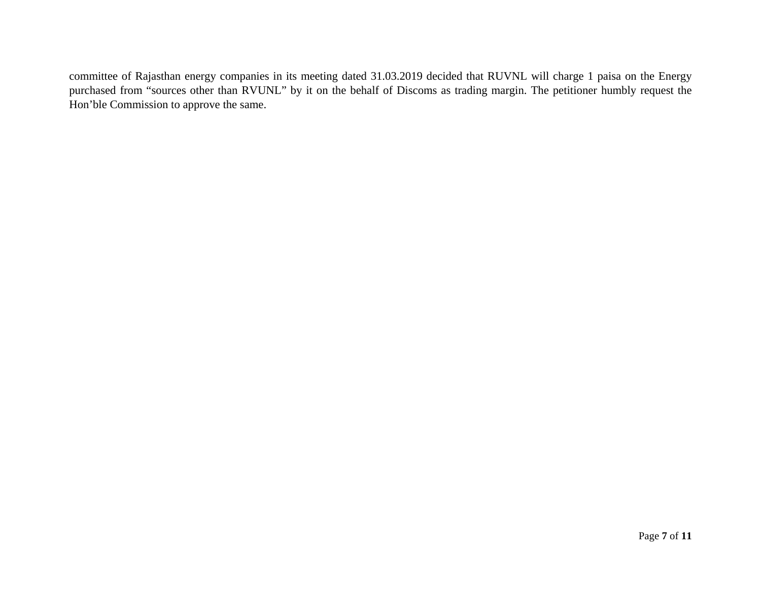committee of Rajasthan energy companies in its meeting dated 31.03.2019 decided that RUVNL will charge 1 paisa on the Energy purchased from “sources other than RVUNL” by it on the behalf of Discoms as trading margin. The petitioner humbly request the Hon’ble Commission to approve the same.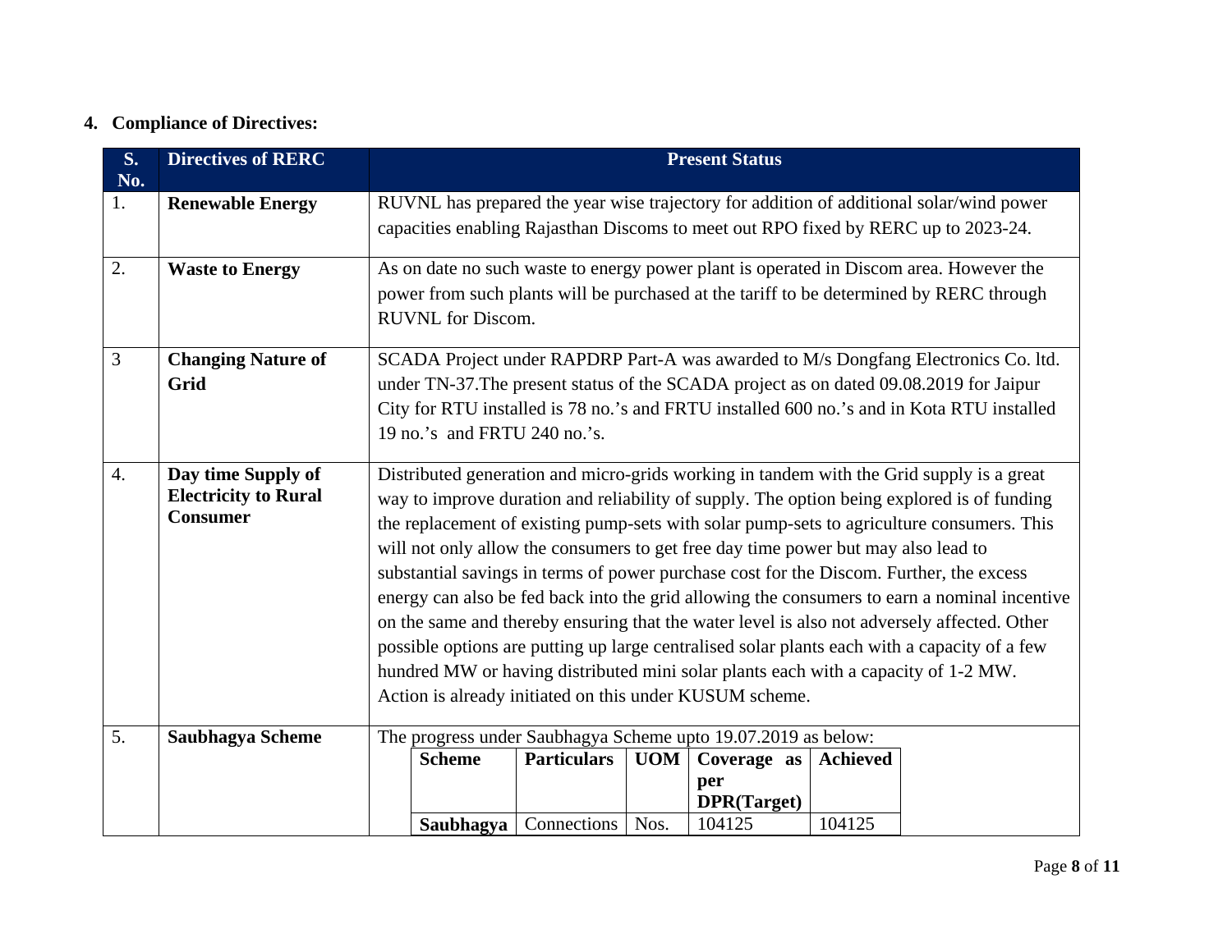**4. Compliance of Directives:**

| S. No. | Directives of RERC | Present Status |
|---|---|---|
| 1. | **Renewable Energy** | RUVNL has prepared the year wise trajectory for addition of additional solar/wind power capacities enabling Rajasthan Discoms to meet out RPO fixed by RERC up to 2023-24. |
| 2. | **Waste to Energy** | As on date no such waste to energy power plant is operated in Discom area. However the power from such plants will be purchased at the tariff to be determined by RERC through RUVNL for Discom. |
| 3 | **Changing Nature of Grid** | SCADA Project under RAPDRP Part-A was awarded to M/s Dongfang Electronics Co. ltd. under TN-37.The present status of the SCADA project as on dated 09.08.2019 for Jaipur City for RTU installed is 78 no.'s and FRTU installed 600 no.'s and in Kota RTU installed 19 no.'s and FRTU 240 no.'s. |
| 4. | **Day time Supply of Electricity to Rural Consumer** | Distributed generation and micro-grids working in tandem with the Grid supply is a great way to improve duration and reliability of supply. The option being explored is of funding the replacement of existing pump-sets with solar pump-sets to agriculture consumers. This will not only allow the consumers to get free day time power but may also lead to substantial savings in terms of power purchase cost for the Discom. Further, the excess energy can also be fed back into the grid allowing the consumers to earn a nominal incentive on the same and thereby ensuring that the water level is also not adversely affected. Other possible options are putting up large centralised solar plants each with a capacity of a few hundred MW or having distributed mini solar plants each with a capacity of 1-2 MW. Action is already initiated on this under KUSUM scheme. |
| 5. | **Saubhagya Scheme** | The progress under Saubhagya Scheme upto 19.07.2019 as below: |

| Scheme | Particulars | UOM | Coverage as per DPR(Target) | Achieved |
|---|---|---|---|---|
| **Saubhagya** | Connections | Nos. | 104125 | 104125 |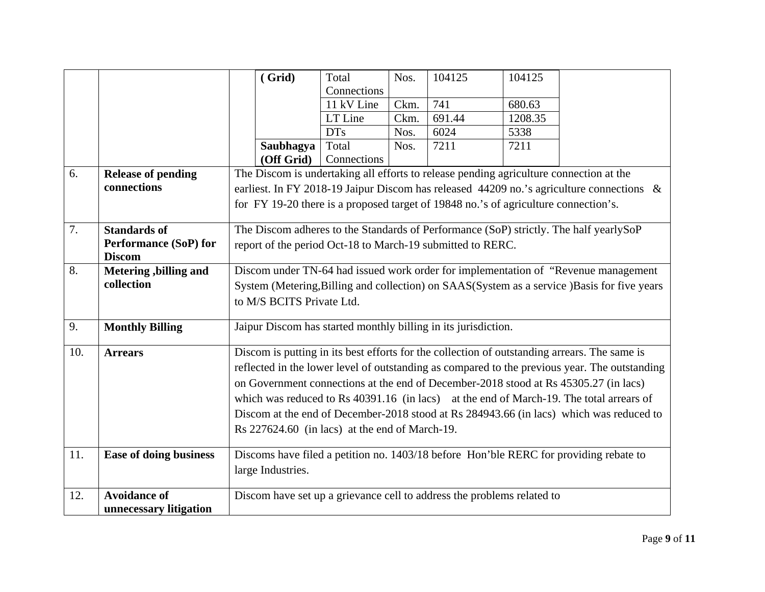| | | | | | | |
|---|---|---|---|---|---|---|
| | | **( Grid)** | Total Connections | Nos. | 104125 | 104125 |
| | | | 11 kV Line | Ckm. | 741 | 680.63 |
| | | | LT Line | Ckm. | 691.44 | 1208.35 |
| | | | DTs | Nos. | 6024 | 5338 |
| | | **Saubhagya (Off Grid)** | Total Connections | Nos. | 7211 | 7211 |

| | | |
|---|---|---|
| 6. | **Release of pending connections** | The Discom is undertaking all efforts to release pending agriculture connection at the earliest. In FY 2018-19 Jaipur Discom has released 44209 no.'s agriculture connections & for FY 19-20 there is a proposed target of 19848 no.'s of agriculture connection's. |
| 7. | **Standards of Performance (SoP) for Discom** | The Discom adheres to the Standards of Performance (SoP) strictly. The half yearlySoP report of the period Oct-18 to March-19 submitted to RERC. |
| 8. | **Metering ,billing and collection** | Discom under TN-64 had issued work order for implementation of "Revenue management System (Metering,Billing and collection) on SAAS(System as a service )Basis for five years to M/S BCITS Private Ltd. |
| 9. | **Monthly Billing** | Jaipur Discom has started monthly billing in its jurisdiction. |
| 10. | **Arrears** | Discom is putting in its best efforts for the collection of outstanding arrears. The same is reflected in the lower level of outstanding as compared to the previous year. The outstanding on Government connections at the end of December-2018 stood at Rs 45305.27 (in lacs) which was reduced to Rs 40391.16 (in lacs) at the end of March-19. The total arrears of Discom at the end of December-2018 stood at Rs 284943.66 (in lacs) which was reduced to Rs 227624.60 (in lacs) at the end of March-19. |
| 11. | **Ease of doing business** | Discoms have filed a petition no. 1403/18 before Hon'ble RERC for providing rebate to large Industries. |
| 12. | **Avoidance of unnecessary litigation** | Discom have set up a grievance cell to address the problems related to |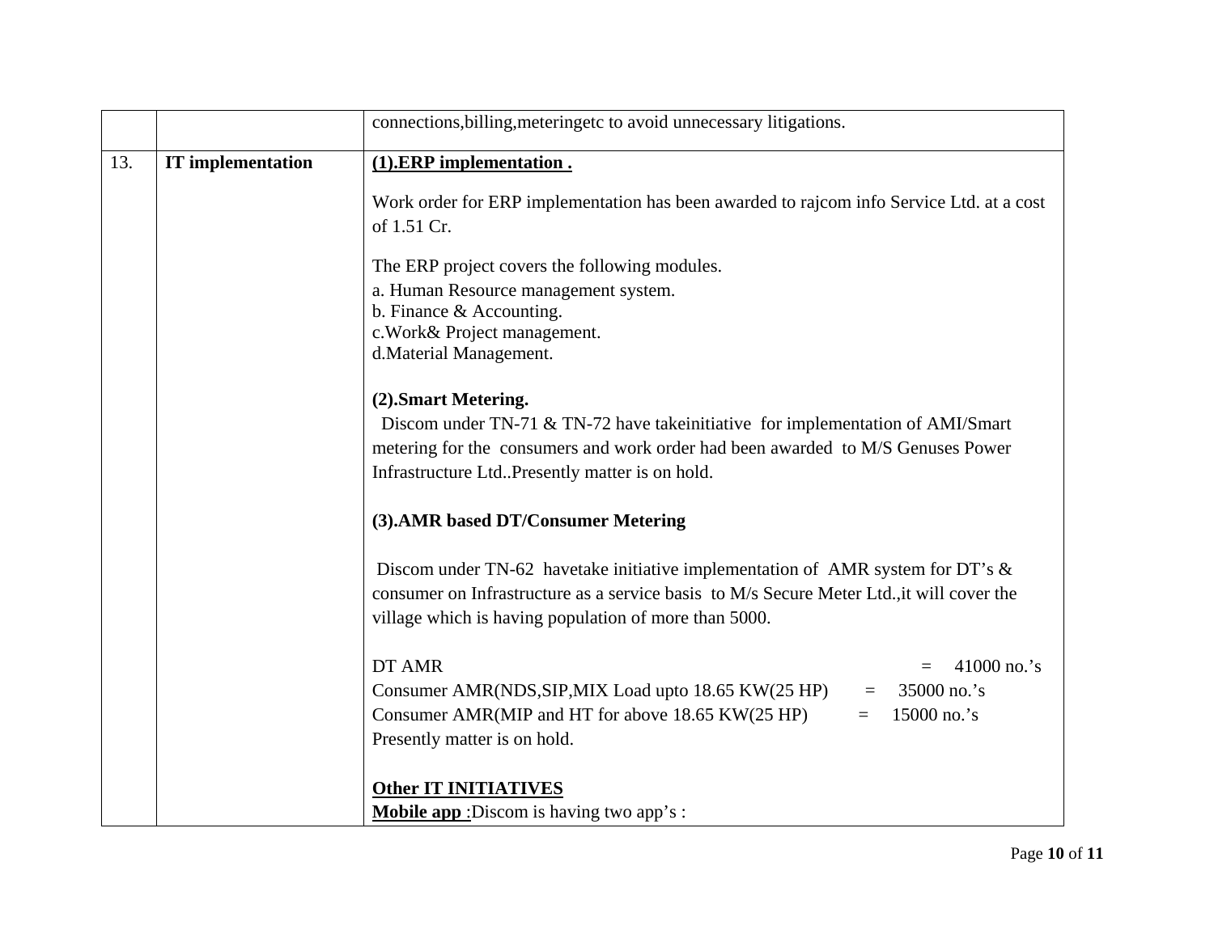|  |  |  |
|---|---|---|
|  |  | connections,billing,meteringetc to avoid unnecessary litigations. |
| 13. | **IT implementation** | **(1).ERP implementation .**<br><br>Work order for ERP implementation has been awarded to rajcom info Service Ltd. at a cost of 1.51 Cr.<br><br>The ERP project covers the following modules.<br>a. Human Resource management system.<br>b. Finance & Accounting.<br>c.Work& Project management.<br>d.Material Management.<br><br>**(2).Smart Metering.**<br>Discom under TN-71 & TN-72 have takeinitiative for implementation of AMI/Smart metering for the consumers and work order had been awarded to M/S Genuses Power Infrastructure Ltd..Presently matter is on hold.<br><br>**(3).AMR based DT/Consumer Metering**<br><br>Discom under TN-62 havetake initiative implementation of AMR system for DT's & consumer on Infrastructure as a service basis to M/s Secure Meter Ltd.,it will cover the village which is having population of more than 5000.<br><br>DT AMR = 41000 no.'s<br>Consumer AMR(NDS,SIP,MIX Load upto 18.65 KW(25 HP) = 35000 no.'s<br>Consumer AMR(MIP and HT for above 18.65 KW(25 HP) = 15000 no.'s<br>Presently matter is on hold.<br><br>**Other IT INITIATIVES**<br>**Mobile app :**Discom is having two app's : |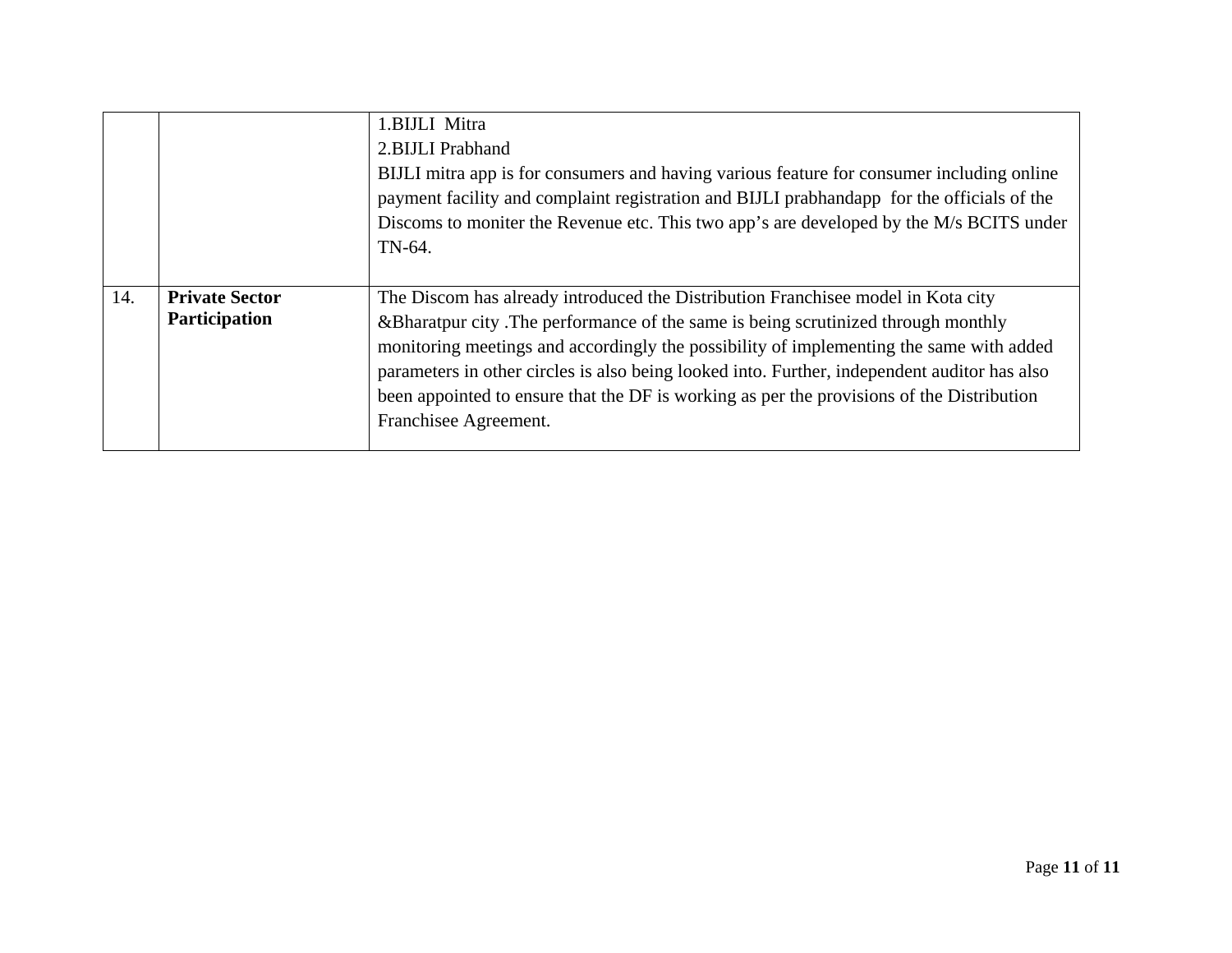| | | |
|---|---|---|
| | | 1.BIJLI Mitra<br>2.BIJLI Prabhand<br>BIJLI mitra app is for consumers and having various feature for consumer including online payment facility and complaint registration and BIJLI prabhandapp for the officials of the Discoms to moniter the Revenue etc. This two app's are developed by the M/s BCITS under TN-64. |
| 14. | **Private Sector Participation** | The Discom has already introduced the Distribution Franchisee model in Kota city &Bharatpur city .The performance of the same is being scrutinized through monthly monitoring meetings and accordingly the possibility of implementing the same with added parameters in other circles is also being looked into. Further, independent auditor has also been appointed to ensure that the DF is working as per the provisions of the Distribution Franchisee Agreement. |